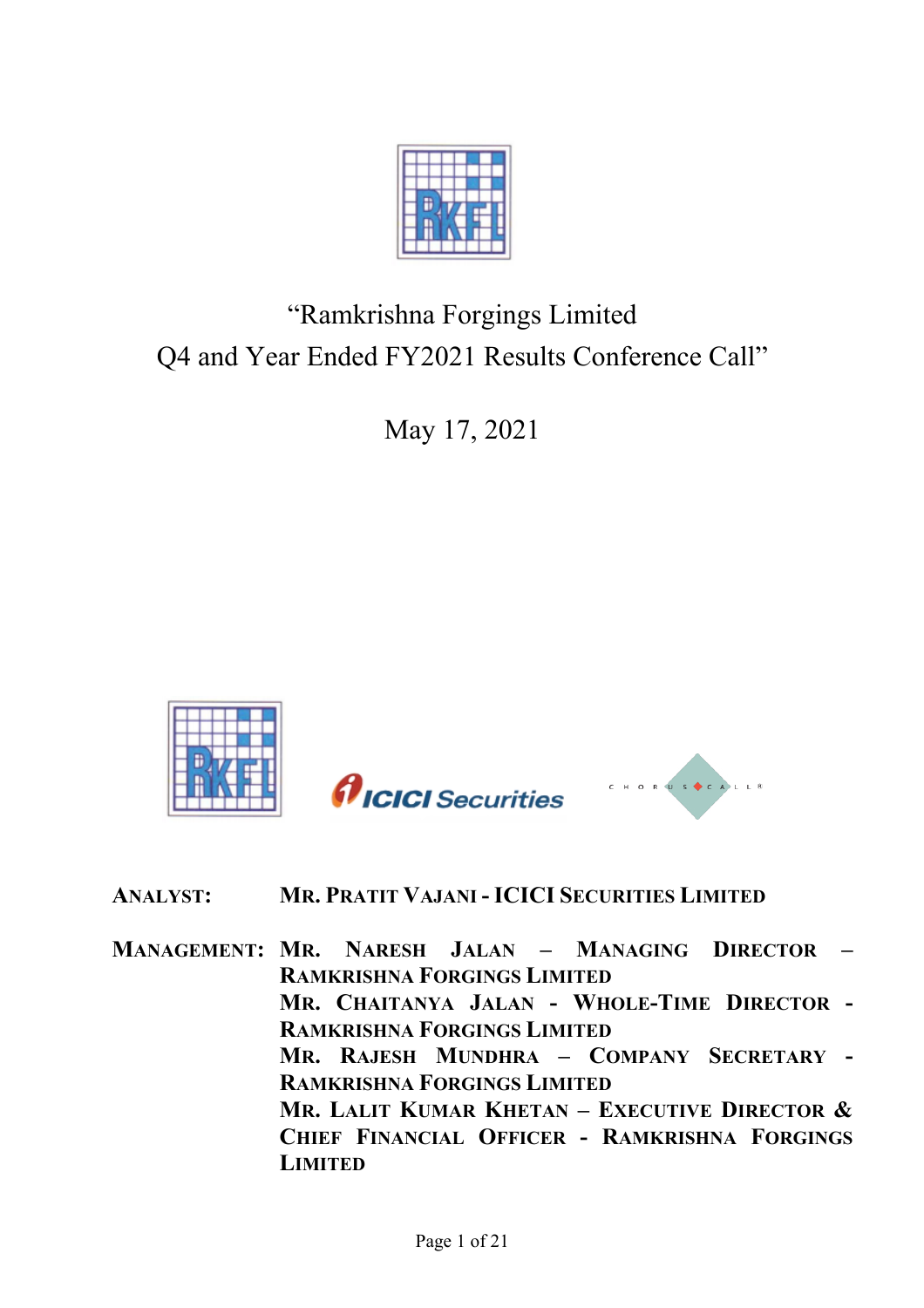# "Ramkrishna Forgings Limited
# Q4 and Year Ended FY2021 Results Conference Call"

May 17, 2021

**ANALYST:** **MR. PRATIT VAJANI - ICICI SECURITIES LIMITED**

**MANAGEMENT:** **MR. NARESH JALAN – MANAGING DIRECTOR – RAMKRISHNA FORGINGS LIMITED**
**MR. CHAITANYA JALAN - WHOLE-TIME DIRECTOR - RAMKRISHNA FORGINGS LIMITED**
**MR. RAJESH MUNDHRA – COMPANY SECRETARY - RAMKRISHNA FORGINGS LIMITED**
**MR. LALIT KUMAR KHETAN – EXECUTIVE DIRECTOR & CHIEF FINANCIAL OFFICER - RAMKRISHNA FORGINGS LIMITED**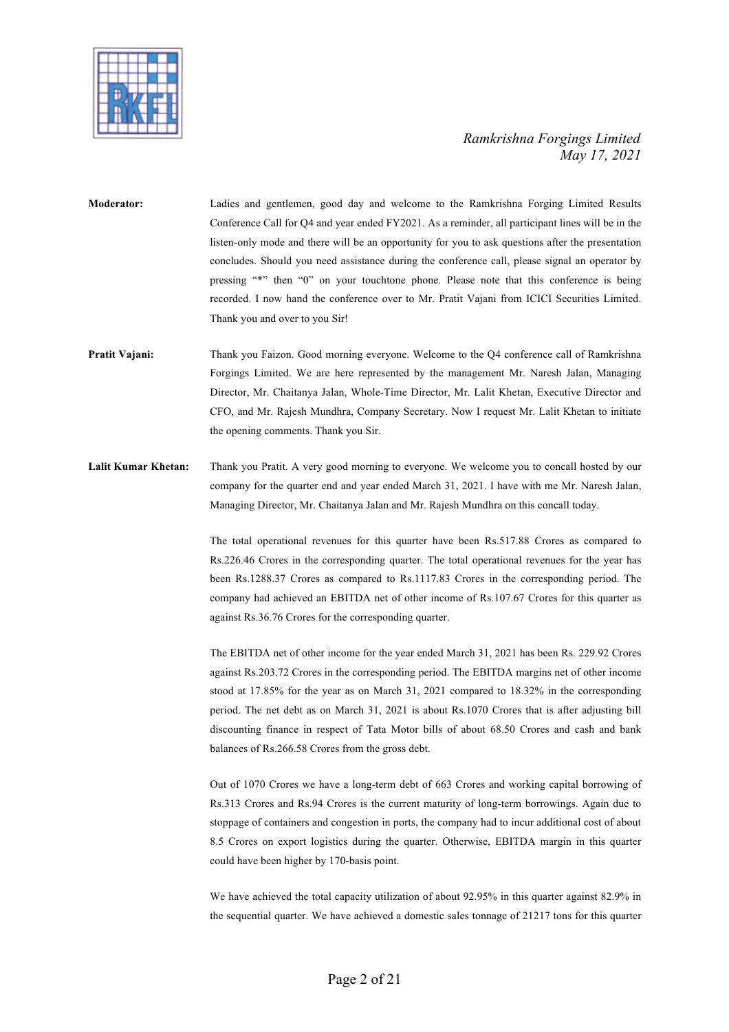**Moderator:** Ladies and gentlemen, good day and welcome to the Ramkrishna Forging Limited Results Conference Call for Q4 and year ended FY2021. As a reminder, all participant lines will be in the listen-only mode and there will be an opportunity for you to ask questions after the presentation concludes. Should you need assistance during the conference call, please signal an operator by pressing "*" then "0" on your touchtone phone. Please note that this conference is being recorded. I now hand the conference over to Mr. Pratit Vajani from ICICI Securities Limited. Thank you and over to you Sir!

**Pratit Vajani:** Thank you Faizon. Good morning everyone. Welcome to the Q4 conference call of Ramkrishna Forgings Limited. We are here represented by the management Mr. Naresh Jalan, Managing Director, Mr. Chaitanya Jalan, Whole-Time Director, Mr. Lalit Khetan, Executive Director and CFO, and Mr. Rajesh Mundhra, Company Secretary. Now I request Mr. Lalit Khetan to initiate the opening comments. Thank you Sir.

**Lalit Kumar Khetan:** Thank you Pratit. A very good morning to everyone. We welcome you to concall hosted by our company for the quarter end and year ended March 31, 2021. I have with me Mr. Naresh Jalan, Managing Director, Mr. Chaitanya Jalan and Mr. Rajesh Mundhra on this concall today.

The total operational revenues for this quarter have been Rs.517.88 Crores as compared to Rs.226.46 Crores in the corresponding quarter. The total operational revenues for the year has been Rs.1288.37 Crores as compared to Rs.1117.83 Crores in the corresponding period. The company had achieved an EBITDA net of other income of Rs.107.67 Crores for this quarter as against Rs.36.76 Crores for the corresponding quarter.

The EBITDA net of other income for the year ended March 31, 2021 has been Rs. 229.92 Crores against Rs.203.72 Crores in the corresponding period. The EBITDA margins net of other income stood at 17.85% for the year as on March 31, 2021 compared to 18.32% in the corresponding period. The net debt as on March 31, 2021 is about Rs.1070 Crores that is after adjusting bill discounting finance in respect of Tata Motor bills of about 68.50 Crores and cash and bank balances of Rs.266.58 Crores from the gross debt.

Out of 1070 Crores we have a long-term debt of 663 Crores and working capital borrowing of Rs.313 Crores and Rs.94 Crores is the current maturity of long-term borrowings. Again due to stoppage of containers and congestion in ports, the company had to incur additional cost of about 8.5 Crores on export logistics during the quarter. Otherwise, EBITDA margin in this quarter could have been higher by 170-basis point.

We have achieved the total capacity utilization of about 92.95% in this quarter against 82.9% in the sequential quarter. We have achieved a domestic sales tonnage of 21217 tons for this quarter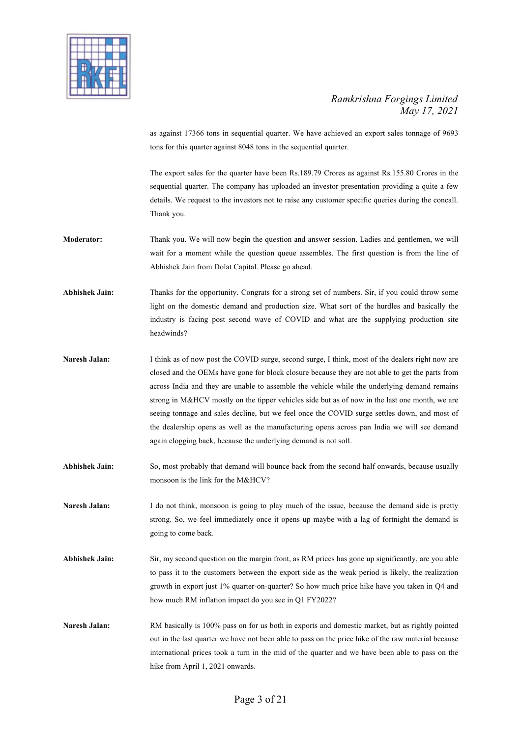as against 17366 tons in sequential quarter. We have achieved an export sales tonnage of 9693 tons for this quarter against 8048 tons in the sequential quarter.

The export sales for the quarter have been Rs.189.79 Crores as against Rs.155.80 Crores in the sequential quarter. The company has uploaded an investor presentation providing a quite a few details. We request to the investors not to raise any customer specific queries during the concall. Thank you.

**Moderator:** Thank you. We will now begin the question and answer session. Ladies and gentlemen, we will wait for a moment while the question queue assembles. The first question is from the line of Abhishek Jain from Dolat Capital. Please go ahead.

**Abhishek Jain:** Thanks for the opportunity. Congrats for a strong set of numbers. Sir, if you could throw some light on the domestic demand and production size. What sort of the hurdles and basically the industry is facing post second wave of COVID and what are the supplying production site headwinds?

**Naresh Jalan:** I think as of now post the COVID surge, second surge, I think, most of the dealers right now are closed and the OEMs have gone for block closure because they are not able to get the parts from across India and they are unable to assemble the vehicle while the underlying demand remains strong in M&HCV mostly on the tipper vehicles side but as of now in the last one month, we are seeing tonnage and sales decline, but we feel once the COVID surge settles down, and most of the dealership opens as well as the manufacturing opens across pan India we will see demand again clogging back, because the underlying demand is not soft.

**Abhishek Jain:** So, most probably that demand will bounce back from the second half onwards, because usually monsoon is the link for the M&HCV?

**Naresh Jalan:** I do not think, monsoon is going to play much of the issue, because the demand side is pretty strong. So, we feel immediately once it opens up maybe with a lag of fortnight the demand is going to come back.

**Abhishek Jain:** Sir, my second question on the margin front, as RM prices has gone up significantly, are you able to pass it to the customers between the export side as the weak period is likely, the realization growth in export just 1% quarter-on-quarter? So how much price hike have you taken in Q4 and how much RM inflation impact do you see in Q1 FY2022?

**Naresh Jalan:** RM basically is 100% pass on for us both in exports and domestic market, but as rightly pointed out in the last quarter we have not been able to pass on the price hike of the raw material because international prices took a turn in the mid of the quarter and we have been able to pass on the hike from April 1, 2021 onwards.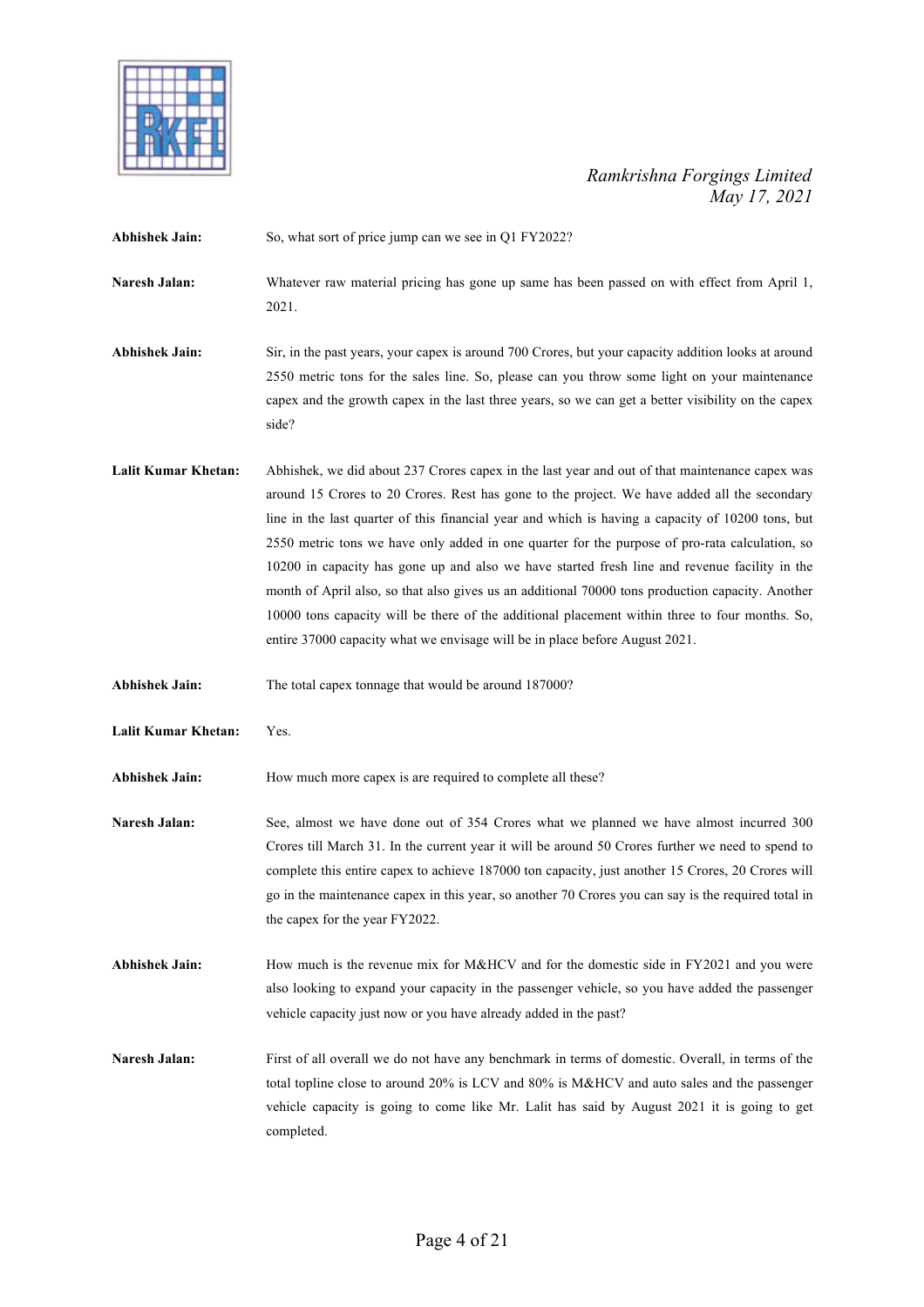**Abhishek Jain:** So, what sort of price jump can we see in Q1 FY2022?

**Naresh Jalan:** Whatever raw material pricing has gone up same has been passed on with effect from April 1, 2021.

**Abhishek Jain:** Sir, in the past years, your capex is around 700 Crores, but your capacity addition looks at around 2550 metric tons for the sales line. So, please can you throw some light on your maintenance capex and the growth capex in the last three years, so we can get a better visibility on the capex side?

**Lalit Kumar Khetan:** Abhishek, we did about 237 Crores capex in the last year and out of that maintenance capex was around 15 Crores to 20 Crores. Rest has gone to the project. We have added all the secondary line in the last quarter of this financial year and which is having a capacity of 10200 tons, but 2550 metric tons we have only added in one quarter for the purpose of pro-rata calculation, so 10200 in capacity has gone up and also we have started fresh line and revenue facility in the month of April also, so that also gives us an additional 70000 tons production capacity. Another 10000 tons capacity will be there of the additional placement within three to four months. So, entire 37000 capacity what we envisage will be in place before August 2021.

**Abhishek Jain:** The total capex tonnage that would be around 187000?

**Lalit Kumar Khetan:** Yes.

**Abhishek Jain:** How much more capex is are required to complete all these?

**Naresh Jalan:** See, almost we have done out of 354 Crores what we planned we have almost incurred 300 Crores till March 31. In the current year it will be around 50 Crores further we need to spend to complete this entire capex to achieve 187000 ton capacity, just another 15 Crores, 20 Crores will go in the maintenance capex in this year, so another 70 Crores you can say is the required total in the capex for the year FY2022.

**Abhishek Jain:** How much is the revenue mix for M&HCV and for the domestic side in FY2021 and you were also looking to expand your capacity in the passenger vehicle, so you have added the passenger vehicle capacity just now or you have already added in the past?

**Naresh Jalan:** First of all overall we do not have any benchmark in terms of domestic. Overall, in terms of the total topline close to around 20% is LCV and 80% is M&HCV and auto sales and the passenger vehicle capacity is going to come like Mr. Lalit has said by August 2021 it is going to get completed.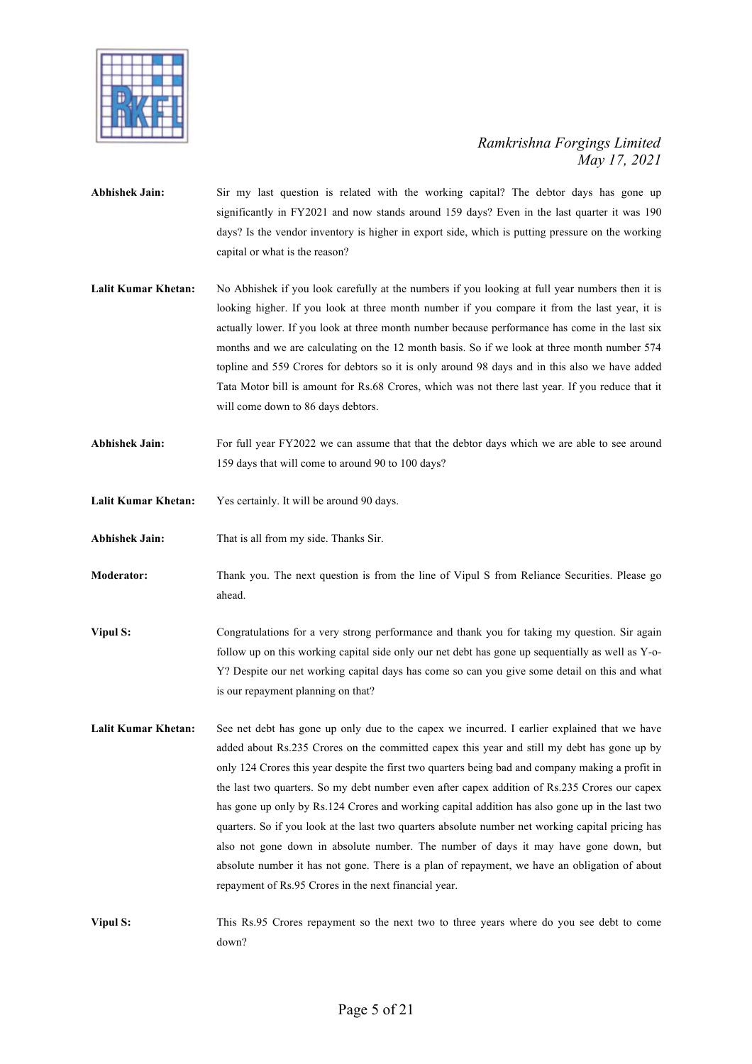**Abhishek Jain:** Sir my last question is related with the working capital? The debtor days has gone up significantly in FY2021 and now stands around 159 days? Even in the last quarter it was 190 days? Is the vendor inventory is higher in export side, which is putting pressure on the working capital or what is the reason?

**Lalit Kumar Khetan:** No Abhishek if you look carefully at the numbers if you looking at full year numbers then it is looking higher. If you look at three month number if you compare it from the last year, it is actually lower. If you look at three month number because performance has come in the last six months and we are calculating on the 12 month basis. So if we look at three month number 574 topline and 559 Crores for debtors so it is only around 98 days and in this also we have added Tata Motor bill is amount for Rs.68 Crores, which was not there last year. If you reduce that it will come down to 86 days debtors.

**Abhishek Jain:** For full year FY2022 we can assume that that the debtor days which we are able to see around 159 days that will come to around 90 to 100 days?

**Lalit Kumar Khetan:** Yes certainly. It will be around 90 days.

**Abhishek Jain:** That is all from my side. Thanks Sir.

**Moderator:** Thank you. The next question is from the line of Vipul S from Reliance Securities. Please go ahead.

**Vipul S:** Congratulations for a very strong performance and thank you for taking my question. Sir again follow up on this working capital side only our net debt has gone up sequentially as well as Y-o-Y? Despite our net working capital days has come so can you give some detail on this and what is our repayment planning on that?

**Lalit Kumar Khetan:** See net debt has gone up only due to the capex we incurred. I earlier explained that we have added about Rs.235 Crores on the committed capex this year and still my debt has gone up by only 124 Crores this year despite the first two quarters being bad and company making a profit in the last two quarters. So my debt number even after capex addition of Rs.235 Crores our capex has gone up only by Rs.124 Crores and working capital addition has also gone up in the last two quarters. So if you look at the last two quarters absolute number net working capital pricing has also not gone down in absolute number. The number of days it may have gone down, but absolute number it has not gone. There is a plan of repayment, we have an obligation of about repayment of Rs.95 Crores in the next financial year.

**Vipul S:** This Rs.95 Crores repayment so the next two to three years where do you see debt to come down?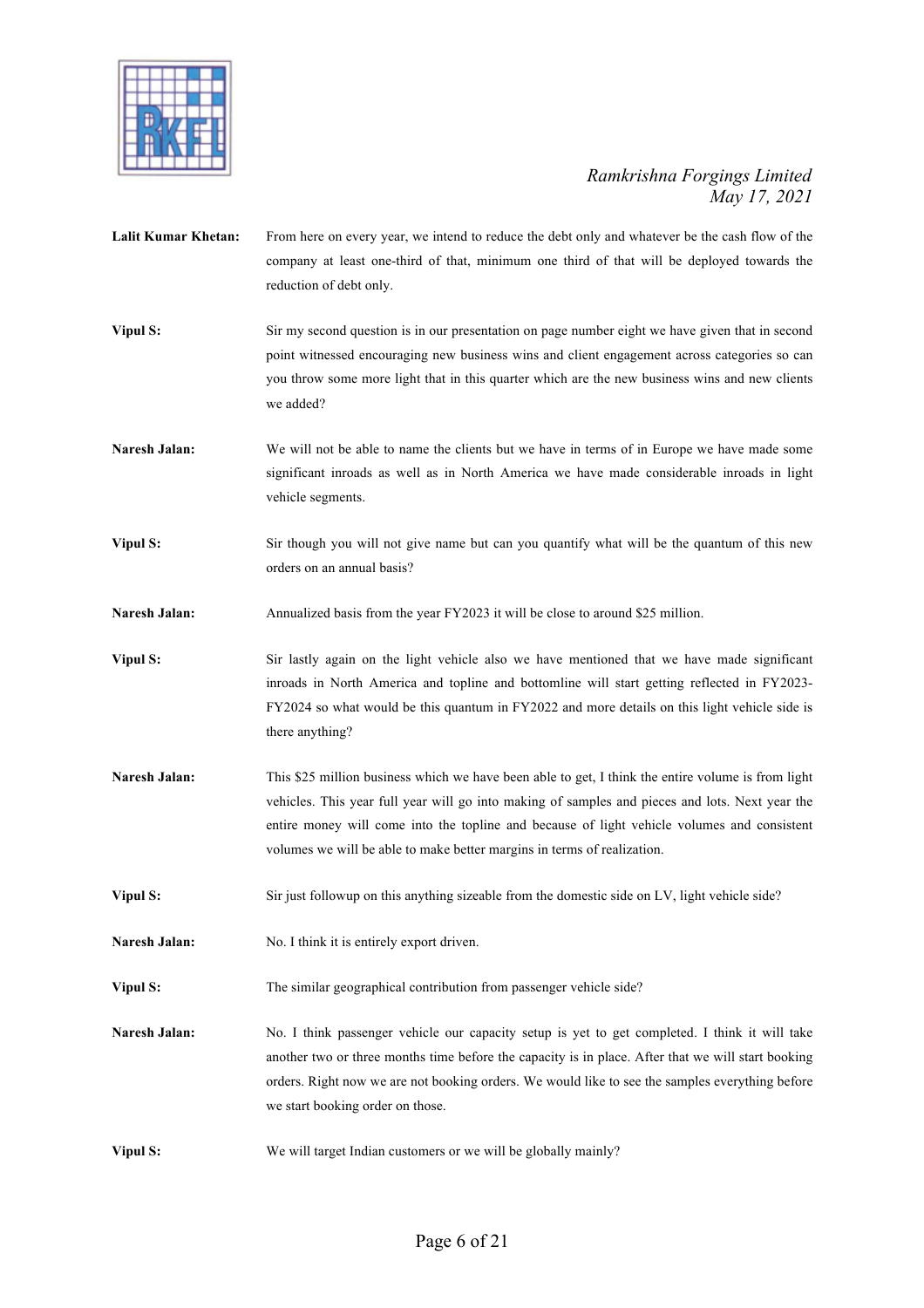**Lalit Kumar Khetan:** From here on every year, we intend to reduce the debt only and whatever be the cash flow of the company at least one-third of that, minimum one third of that will be deployed towards the reduction of debt only.

**Vipul S:** Sir my second question is in our presentation on page number eight we have given that in second point witnessed encouraging new business wins and client engagement across categories so can you throw some more light that in this quarter which are the new business wins and new clients we added?

**Naresh Jalan:** We will not be able to name the clients but we have in terms of in Europe we have made some significant inroads as well as in North America we have made considerable inroads in light vehicle segments.

**Vipul S:** Sir though you will not give name but can you quantify what will be the quantum of this new orders on an annual basis?

**Naresh Jalan:** Annualized basis from the year FY2023 it will be close to around $25 million.

**Vipul S:** Sir lastly again on the light vehicle also we have mentioned that we have made significant inroads in North America and topline and bottomline will start getting reflected in FY2023-FY2024 so what would be this quantum in FY2022 and more details on this light vehicle side is there anything?

**Naresh Jalan:** This $25 million business which we have been able to get, I think the entire volume is from light vehicles. This year full year will go into making of samples and pieces and lots. Next year the entire money will come into the topline and because of light vehicle volumes and consistent volumes we will be able to make better margins in terms of realization.

**Vipul S:** Sir just followup on this anything sizeable from the domestic side on LV, light vehicle side?

**Naresh Jalan:** No. I think it is entirely export driven.

**Vipul S:** The similar geographical contribution from passenger vehicle side?

**Naresh Jalan:** No. I think passenger vehicle our capacity setup is yet to get completed. I think it will take another two or three months time before the capacity is in place. After that we will start booking orders. Right now we are not booking orders. We would like to see the samples everything before we start booking order on those.

**Vipul S:** We will target Indian customers or we will be globally mainly?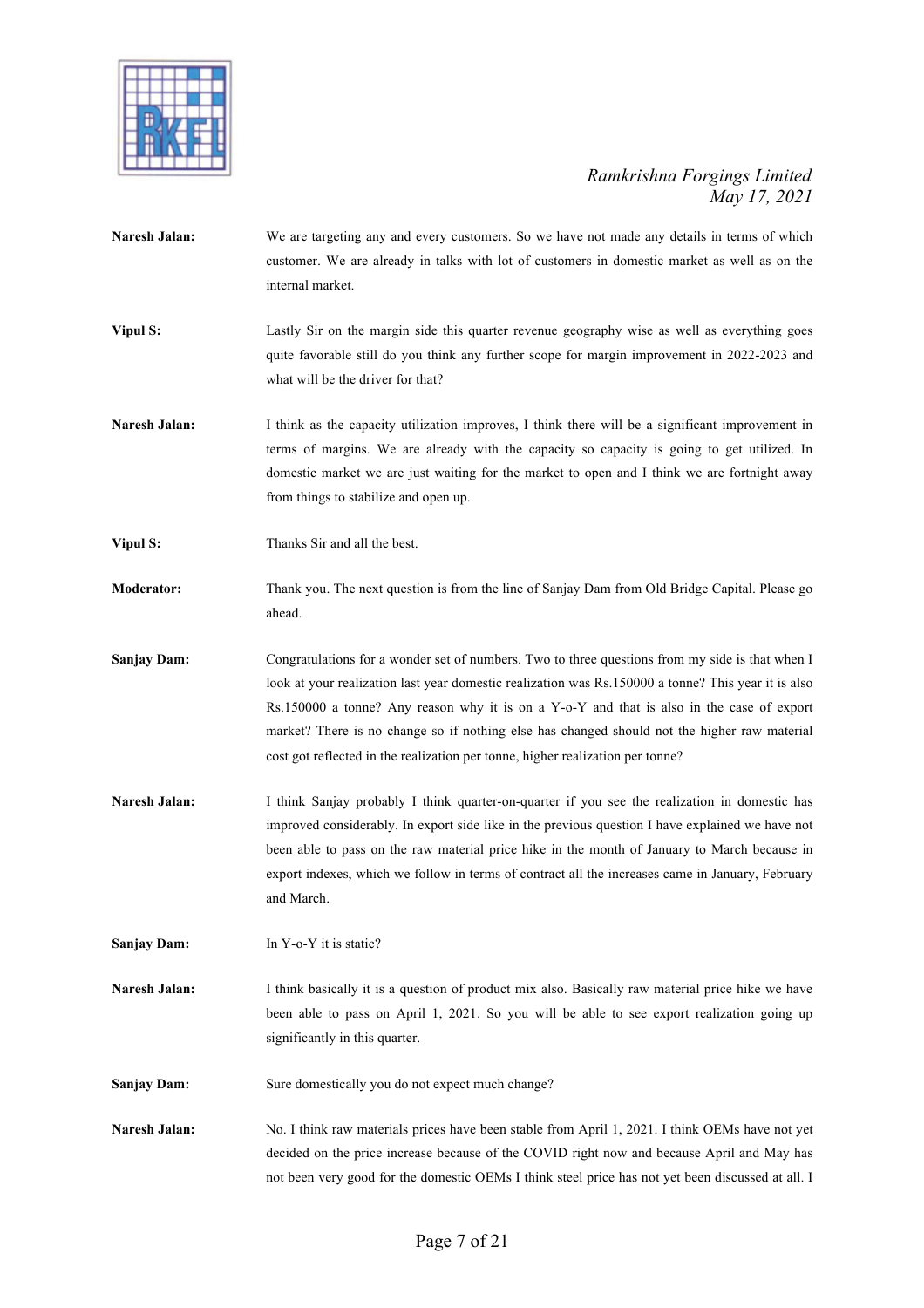**Naresh Jalan:** We are targeting any and every customers. So we have not made any details in terms of which customer. We are already in talks with lot of customers in domestic market as well as on the internal market.

**Vipul S:** Lastly Sir on the margin side this quarter revenue geography wise as well as everything goes quite favorable still do you think any further scope for margin improvement in 2022-2023 and what will be the driver for that?

**Naresh Jalan:** I think as the capacity utilization improves, I think there will be a significant improvement in terms of margins. We are already with the capacity so capacity is going to get utilized. In domestic market we are just waiting for the market to open and I think we are fortnight away from things to stabilize and open up.

**Vipul S:** Thanks Sir and all the best.

**Moderator:** Thank you. The next question is from the line of Sanjay Dam from Old Bridge Capital. Please go ahead.

**Sanjay Dam:** Congratulations for a wonder set of numbers. Two to three questions from my side is that when I look at your realization last year domestic realization was Rs.150000 a tonne? This year it is also Rs.150000 a tonne? Any reason why it is on a Y-o-Y and that is also in the case of export market? There is no change so if nothing else has changed should not the higher raw material cost got reflected in the realization per tonne, higher realization per tonne?

**Naresh Jalan:** I think Sanjay probably I think quarter-on-quarter if you see the realization in domestic has improved considerably. In export side like in the previous question I have explained we have not been able to pass on the raw material price hike in the month of January to March because in export indexes, which we follow in terms of contract all the increases came in January, February and March.

**Sanjay Dam:** In Y-o-Y it is static?

**Naresh Jalan:** I think basically it is a question of product mix also. Basically raw material price hike we have been able to pass on April 1, 2021. So you will be able to see export realization going up significantly in this quarter.

**Sanjay Dam:** Sure domestically you do not expect much change?

**Naresh Jalan:** No. I think raw materials prices have been stable from April 1, 2021. I think OEMs have not yet decided on the price increase because of the COVID right now and because April and May has not been very good for the domestic OEMs I think steel price has not yet been discussed at all. I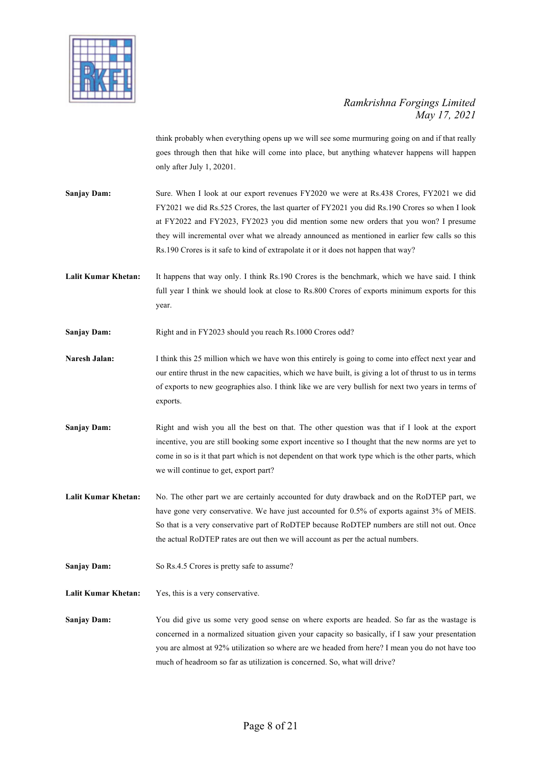think probably when everything opens up we will see some murmuring going on and if that really goes through then that hike will come into place, but anything whatever happens will happen only after July 1, 20201.

**Sanjay Dam:** Sure. When I look at our export revenues FY2020 we were at Rs.438 Crores, FY2021 we did FY2021 we did Rs.525 Crores, the last quarter of FY2021 you did Rs.190 Crores so when I look at FY2022 and FY2023, FY2023 you did mention some new orders that you won? I presume they will incremental over what we already announced as mentioned in earlier few calls so this Rs.190 Crores is it safe to kind of extrapolate it or it does not happen that way?

**Lalit Kumar Khetan:** It happens that way only. I think Rs.190 Crores is the benchmark, which we have said. I think full year I think we should look at close to Rs.800 Crores of exports minimum exports for this year.

**Sanjay Dam:** Right and in FY2023 should you reach Rs.1000 Crores odd?

**Naresh Jalan:** I think this 25 million which we have won this entirely is going to come into effect next year and our entire thrust in the new capacities, which we have built, is giving a lot of thrust to us in terms of exports to new geographies also. I think like we are very bullish for next two years in terms of exports.

**Sanjay Dam:** Right and wish you all the best on that. The other question was that if I look at the export incentive, you are still booking some export incentive so I thought that the new norms are yet to come in so is it that part which is not dependent on that work type which is the other parts, which we will continue to get, export part?

**Lalit Kumar Khetan:** No. The other part we are certainly accounted for duty drawback and on the RoDTEP part, we have gone very conservative. We have just accounted for 0.5% of exports against 3% of MEIS. So that is a very conservative part of RoDTEP because RoDTEP numbers are still not out. Once the actual RoDTEP rates are out then we will account as per the actual numbers.

**Sanjay Dam:** So Rs.4.5 Crores is pretty safe to assume?

**Lalit Kumar Khetan:** Yes, this is a very conservative.

**Sanjay Dam:** You did give us some very good sense on where exports are headed. So far as the wastage is concerned in a normalized situation given your capacity so basically, if I saw your presentation you are almost at 92% utilization so where are we headed from here? I mean you do not have too much of headroom so far as utilization is concerned. So, what will drive?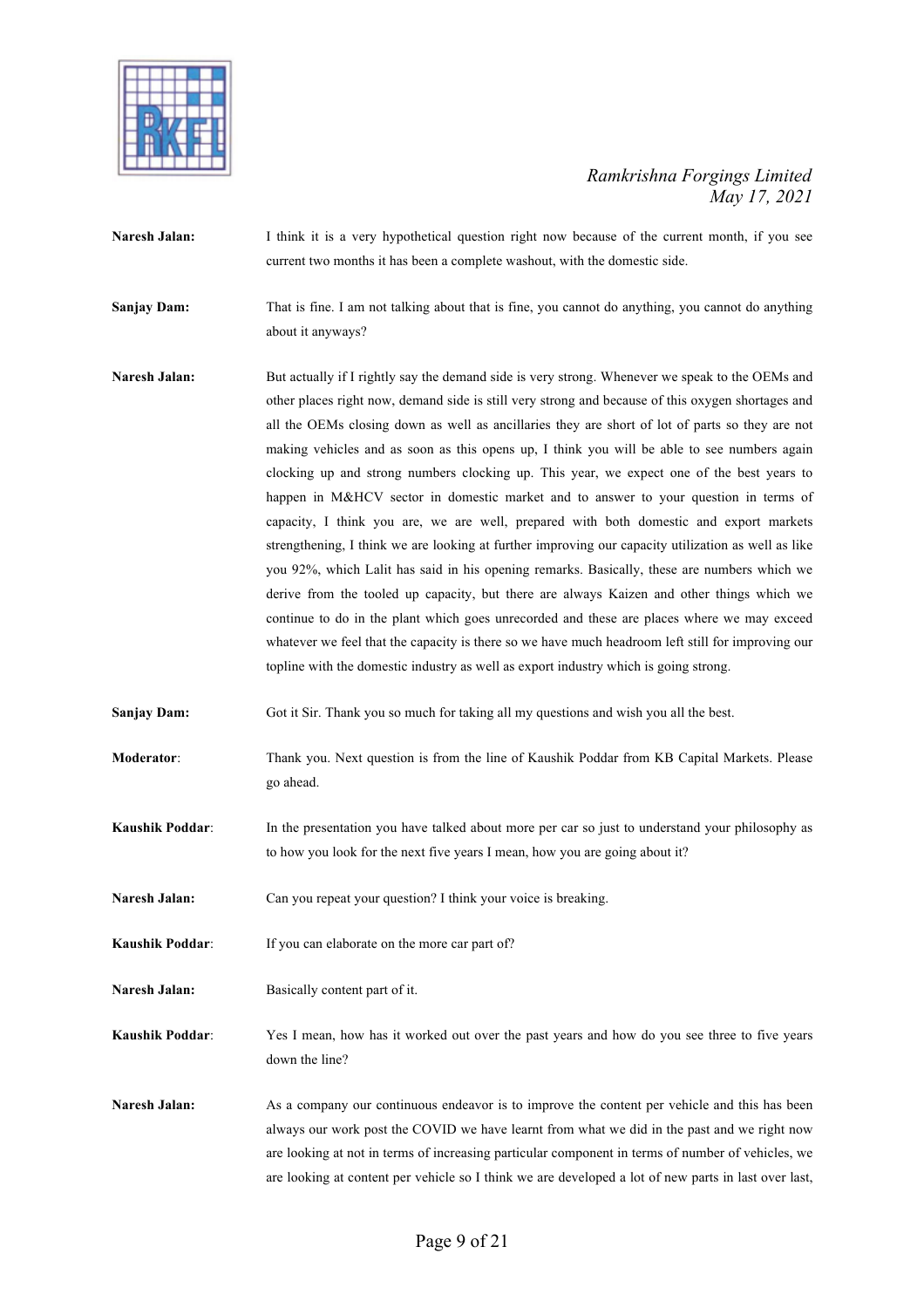**Naresh Jalan:** I think it is a very hypothetical question right now because of the current month, if you see current two months it has been a complete washout, with the domestic side.

**Sanjay Dam:** That is fine. I am not talking about that is fine, you cannot do anything, you cannot do anything about it anyways?

**Naresh Jalan:** But actually if I rightly say the demand side is very strong. Whenever we speak to the OEMs and other places right now, demand side is still very strong and because of this oxygen shortages and all the OEMs closing down as well as ancillaries they are short of lot of parts so they are not making vehicles and as soon as this opens up, I think you will be able to see numbers again clocking up and strong numbers clocking up. This year, we expect one of the best years to happen in M&HCV sector in domestic market and to answer to your question in terms of capacity, I think you are, we are well, prepared with both domestic and export markets strengthening, I think we are looking at further improving our capacity utilization as well as like you 92%, which Lalit has said in his opening remarks. Basically, these are numbers which we derive from the tooled up capacity, but there are always Kaizen and other things which we continue to do in the plant which goes unrecorded and these are places where we may exceed whatever we feel that the capacity is there so we have much headroom left still for improving our topline with the domestic industry as well as export industry which is going strong.

**Sanjay Dam:** Got it Sir. Thank you so much for taking all my questions and wish you all the best.

**Moderator**: Thank you. Next question is from the line of Kaushik Poddar from KB Capital Markets. Please go ahead.

**Kaushik Poddar**: In the presentation you have talked about more per car so just to understand your philosophy as to how you look for the next five years I mean, how you are going about it?

**Naresh Jalan:** Can you repeat your question? I think your voice is breaking.

**Kaushik Poddar**: If you can elaborate on the more car part of?

**Naresh Jalan:** Basically content part of it.

**Kaushik Poddar**: Yes I mean, how has it worked out over the past years and how do you see three to five years down the line?

**Naresh Jalan:** As a company our continuous endeavor is to improve the content per vehicle and this has been always our work post the COVID we have learnt from what we did in the past and we right now are looking at not in terms of increasing particular component in terms of number of vehicles, we are looking at content per vehicle so I think we are developed a lot of new parts in last over last,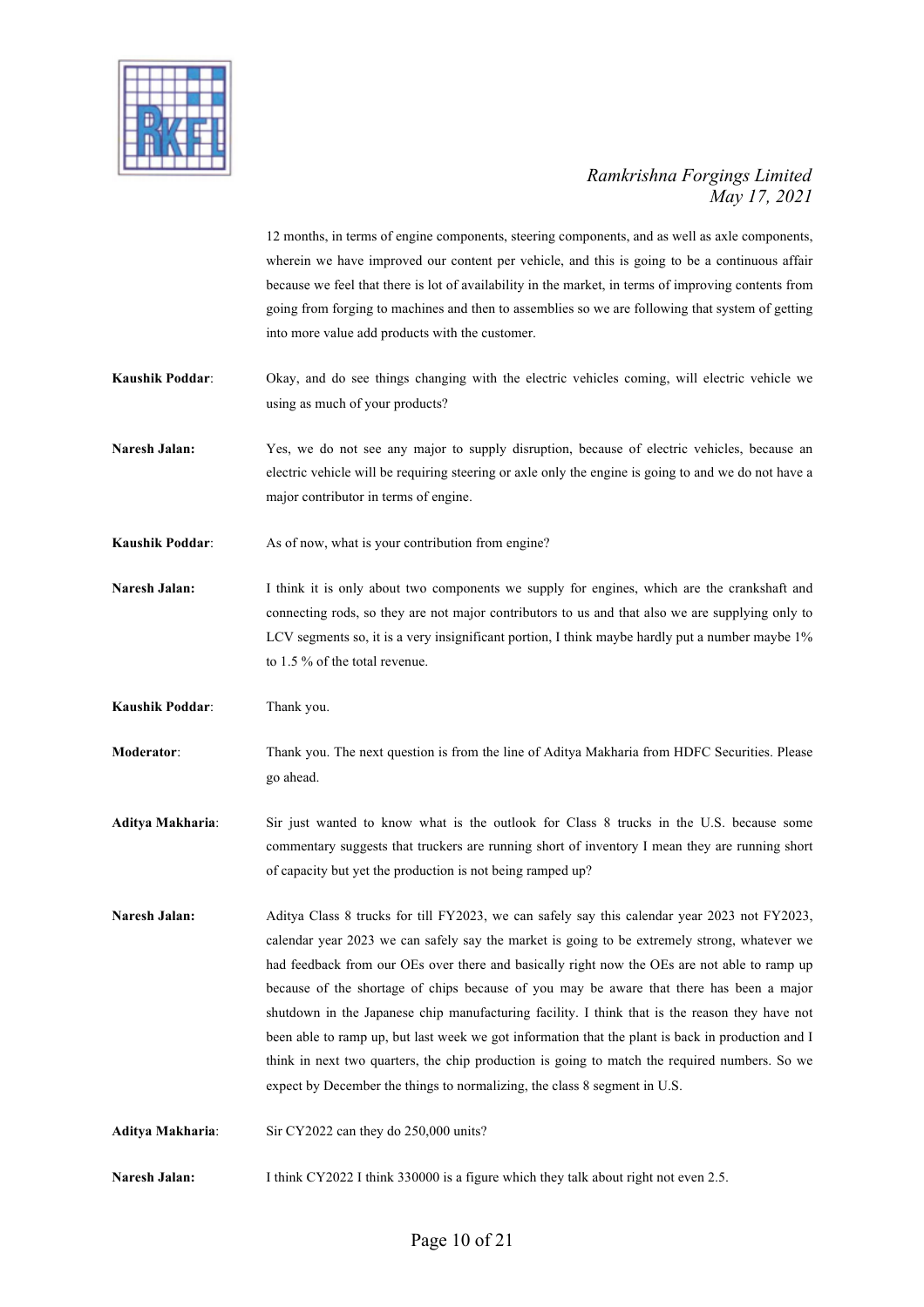12 months, in terms of engine components, steering components, and as well as axle components, wherein we have improved our content per vehicle, and this is going to be a continuous affair because we feel that there is lot of availability in the market, in terms of improving contents from going from forging to machines and then to assemblies so we are following that system of getting into more value add products with the customer.

**Kaushik Poddar**: Okay, and do see things changing with the electric vehicles coming, will electric vehicle we using as much of your products?

**Naresh Jalan:** Yes, we do not see any major to supply disruption, because of electric vehicles, because an electric vehicle will be requiring steering or axle only the engine is going to and we do not have a major contributor in terms of engine.

**Kaushik Poddar**: As of now, what is your contribution from engine?

**Naresh Jalan:** I think it is only about two components we supply for engines, which are the crankshaft and connecting rods, so they are not major contributors to us and that also we are supplying only to LCV segments so, it is a very insignificant portion, I think maybe hardly put a number maybe 1% to 1.5 % of the total revenue.

**Kaushik Poddar**: Thank you.

**Moderator**: Thank you. The next question is from the line of Aditya Makharia from HDFC Securities. Please go ahead.

**Aditya Makharia**: Sir just wanted to know what is the outlook for Class 8 trucks in the U.S. because some commentary suggests that truckers are running short of inventory I mean they are running short of capacity but yet the production is not being ramped up?

**Naresh Jalan:** Aditya Class 8 trucks for till FY2023, we can safely say this calendar year 2023 not FY2023, calendar year 2023 we can safely say the market is going to be extremely strong, whatever we had feedback from our OEs over there and basically right now the OEs are not able to ramp up because of the shortage of chips because of you may be aware that there has been a major shutdown in the Japanese chip manufacturing facility. I think that is the reason they have not been able to ramp up, but last week we got information that the plant is back in production and I think in next two quarters, the chip production is going to match the required numbers. So we expect by December the things to normalizing, the class 8 segment in U.S.

**Aditya Makharia**: Sir CY2022 can they do 250,000 units?

**Naresh Jalan:** I think CY2022 I think 330000 is a figure which they talk about right not even 2.5.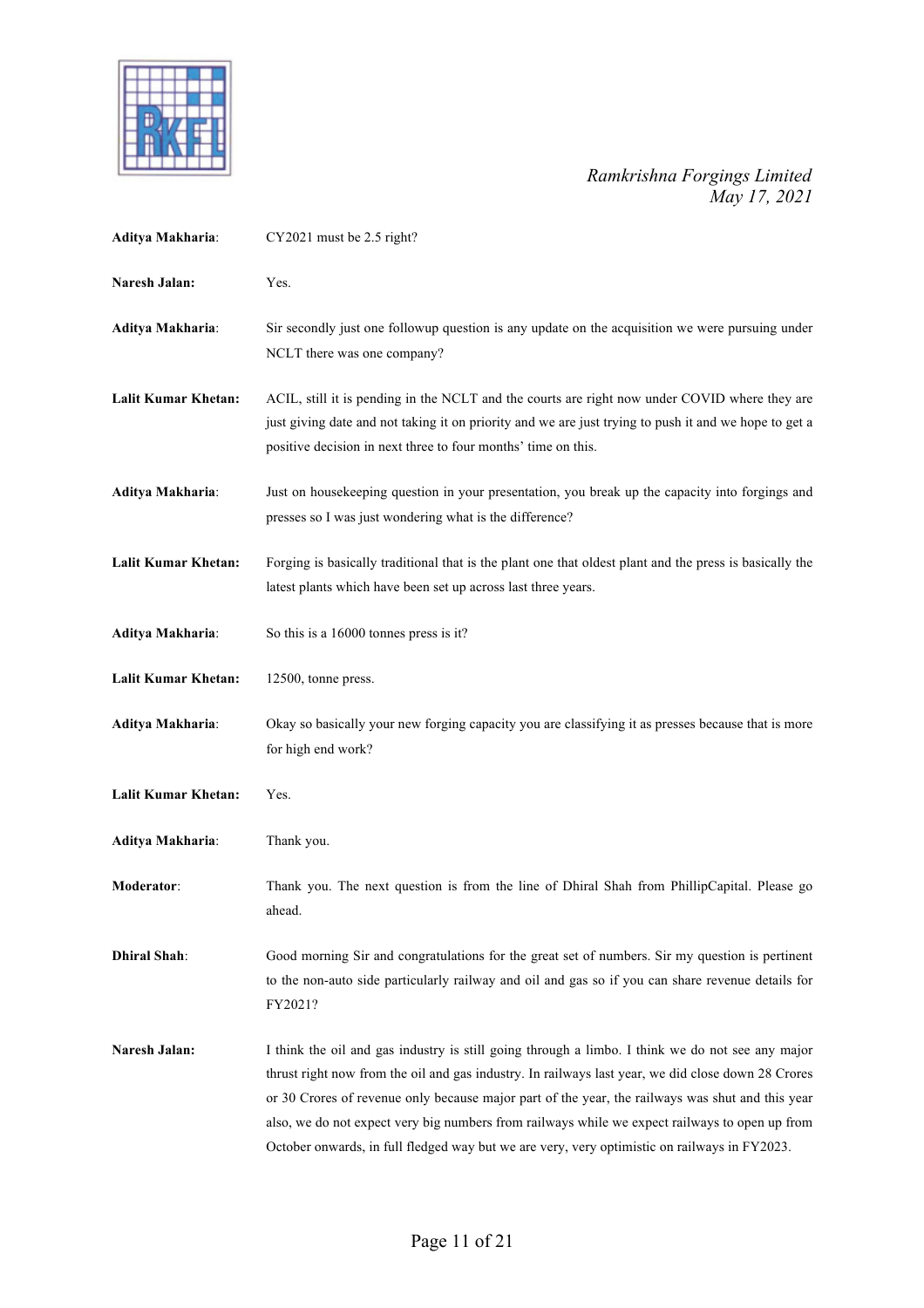**Aditya Makharia**: CY2021 must be 2.5 right?

**Naresh Jalan:** Yes.

**Aditya Makharia**: Sir secondly just one followup question is any update on the acquisition we were pursuing under NCLT there was one company?

**Lalit Kumar Khetan:** ACIL, still it is pending in the NCLT and the courts are right now under COVID where they are just giving date and not taking it on priority and we are just trying to push it and we hope to get a positive decision in next three to four months' time on this.

**Aditya Makharia**: Just on housekeeping question in your presentation, you break up the capacity into forgings and presses so I was just wondering what is the difference?

**Lalit Kumar Khetan:** Forging is basically traditional that is the plant one that oldest plant and the press is basically the latest plants which have been set up across last three years.

**Aditya Makharia**: So this is a 16000 tonnes press is it?

**Lalit Kumar Khetan:** 12500, tonne press.

**Aditya Makharia**: Okay so basically your new forging capacity you are classifying it as presses because that is more for high end work?

**Lalit Kumar Khetan:** Yes.

**Aditya Makharia**: Thank you.

**Moderator**: Thank you. The next question is from the line of Dhiral Shah from PhillipCapital. Please go ahead.

**Dhiral Shah**: Good morning Sir and congratulations for the great set of numbers. Sir my question is pertinent to the non-auto side particularly railway and oil and gas so if you can share revenue details for FY2021?

**Naresh Jalan:** I think the oil and gas industry is still going through a limbo. I think we do not see any major thrust right now from the oil and gas industry. In railways last year, we did close down 28 Crores or 30 Crores of revenue only because major part of the year, the railways was shut and this year also, we do not expect very big numbers from railways while we expect railways to open up from October onwards, in full fledged way but we are very, very optimistic on railways in FY2023.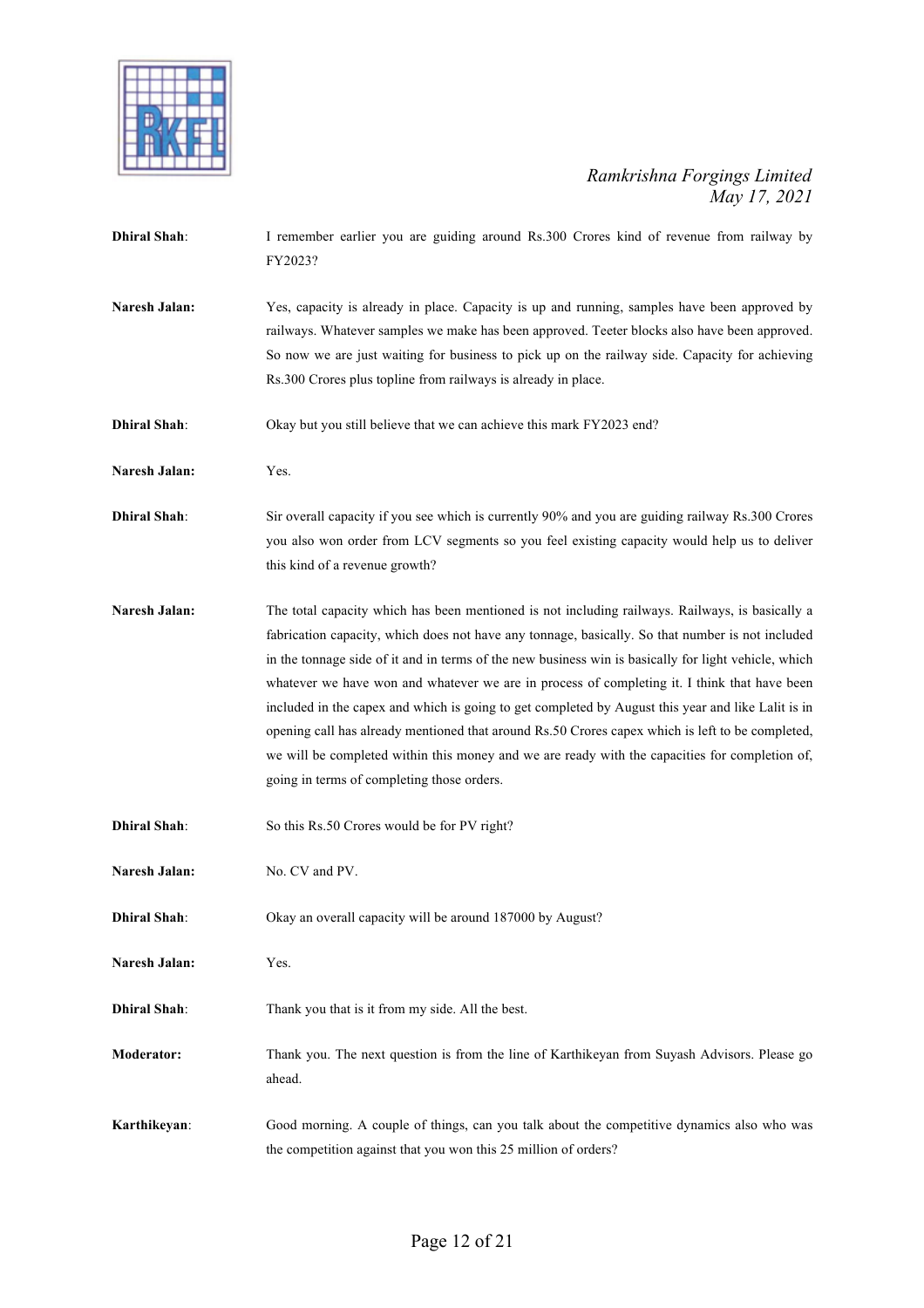**Dhiral Shah**: I remember earlier you are guiding around Rs.300 Crores kind of revenue from railway by FY2023?

**Naresh Jalan:** Yes, capacity is already in place. Capacity is up and running, samples have been approved by railways. Whatever samples we make has been approved. Teeter blocks also have been approved. So now we are just waiting for business to pick up on the railway side. Capacity for achieving Rs.300 Crores plus topline from railways is already in place.

**Dhiral Shah**: Okay but you still believe that we can achieve this mark FY2023 end?

**Naresh Jalan:** Yes.

**Dhiral Shah**: Sir overall capacity if you see which is currently 90% and you are guiding railway Rs.300 Crores you also won order from LCV segments so you feel existing capacity would help us to deliver this kind of a revenue growth?

**Naresh Jalan:** The total capacity which has been mentioned is not including railways. Railways, is basically a fabrication capacity, which does not have any tonnage, basically. So that number is not included in the tonnage side of it and in terms of the new business win is basically for light vehicle, which whatever we have won and whatever we are in process of completing it. I think that have been included in the capex and which is going to get completed by August this year and like Lalit is in opening call has already mentioned that around Rs.50 Crores capex which is left to be completed, we will be completed within this money and we are ready with the capacities for completion of, going in terms of completing those orders.

**Dhiral Shah**: So this Rs.50 Crores would be for PV right?

**Naresh Jalan:** No. CV and PV.

**Dhiral Shah**: Okay an overall capacity will be around 187000 by August?

**Naresh Jalan:** Yes.

**Dhiral Shah**: Thank you that is it from my side. All the best.

**Moderator:** Thank you. The next question is from the line of Karthikeyan from Suyash Advisors. Please go ahead.

**Karthikeyan**: Good morning. A couple of things, can you talk about the competitive dynamics also who was the competition against that you won this 25 million of orders?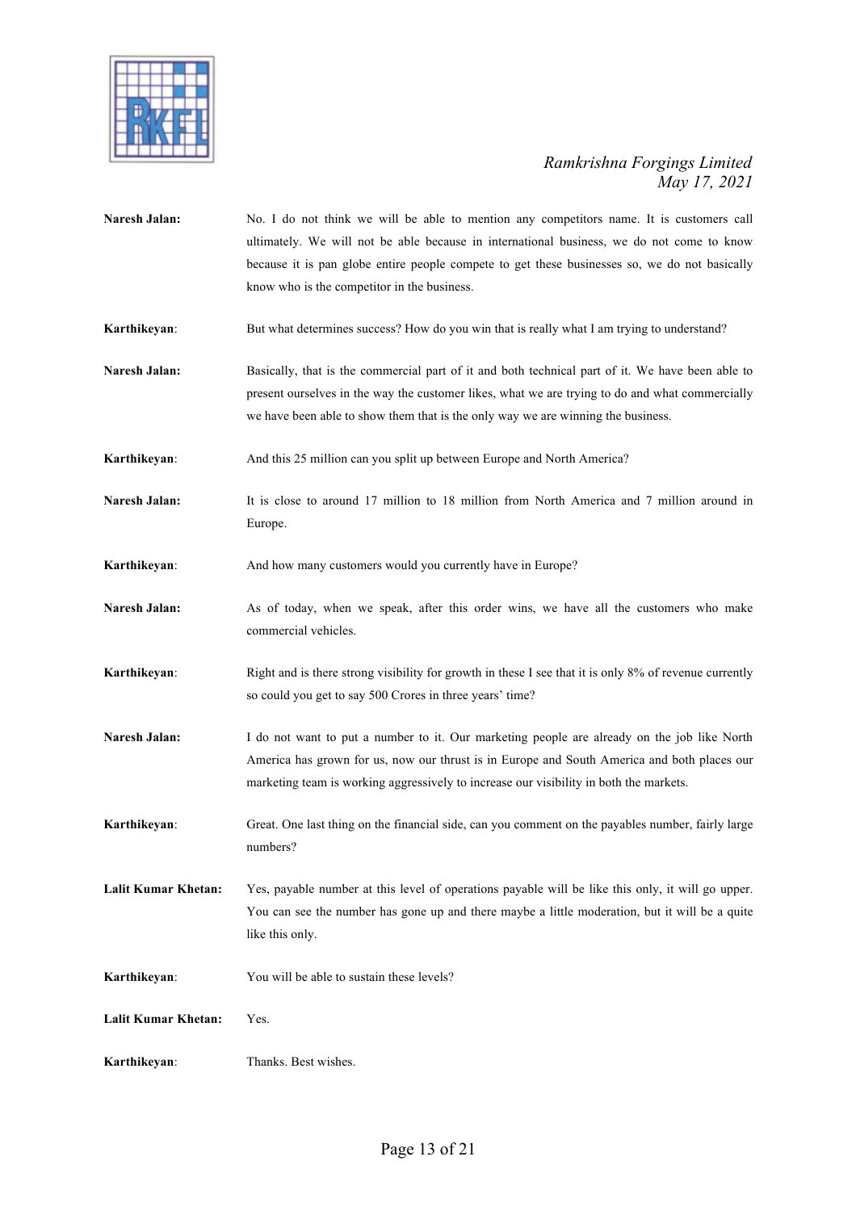**Naresh Jalan:** No. I do not think we will be able to mention any competitors name. It is customers call ultimately. We will not be able because in international business, we do not come to know because it is pan globe entire people compete to get these businesses so, we do not basically know who is the competitor in the business.

**Karthikeyan**: But what determines success? How do you win that is really what I am trying to understand?

**Naresh Jalan:** Basically, that is the commercial part of it and both technical part of it. We have been able to present ourselves in the way the customer likes, what we are trying to do and what commercially we have been able to show them that is the only way we are winning the business.

**Karthikeyan**: And this 25 million can you split up between Europe and North America?

**Naresh Jalan:** It is close to around 17 million to 18 million from North America and 7 million around in Europe.

**Karthikeyan**: And how many customers would you currently have in Europe?

**Naresh Jalan:** As of today, when we speak, after this order wins, we have all the customers who make commercial vehicles.

**Karthikeyan**: Right and is there strong visibility for growth in these I see that it is only 8% of revenue currently so could you get to say 500 Crores in three years' time?

**Naresh Jalan:** I do not want to put a number to it. Our marketing people are already on the job like North America has grown for us, now our thrust is in Europe and South America and both places our marketing team is working aggressively to increase our visibility in both the markets.

**Karthikeyan**: Great. One last thing on the financial side, can you comment on the payables number, fairly large numbers?

**Lalit Kumar Khetan:** Yes, payable number at this level of operations payable will be like this only, it will go upper. You can see the number has gone up and there maybe a little moderation, but it will be a quite like this only.

**Karthikeyan**: You will be able to sustain these levels?

**Lalit Kumar Khetan:** Yes.

**Karthikeyan**: Thanks. Best wishes.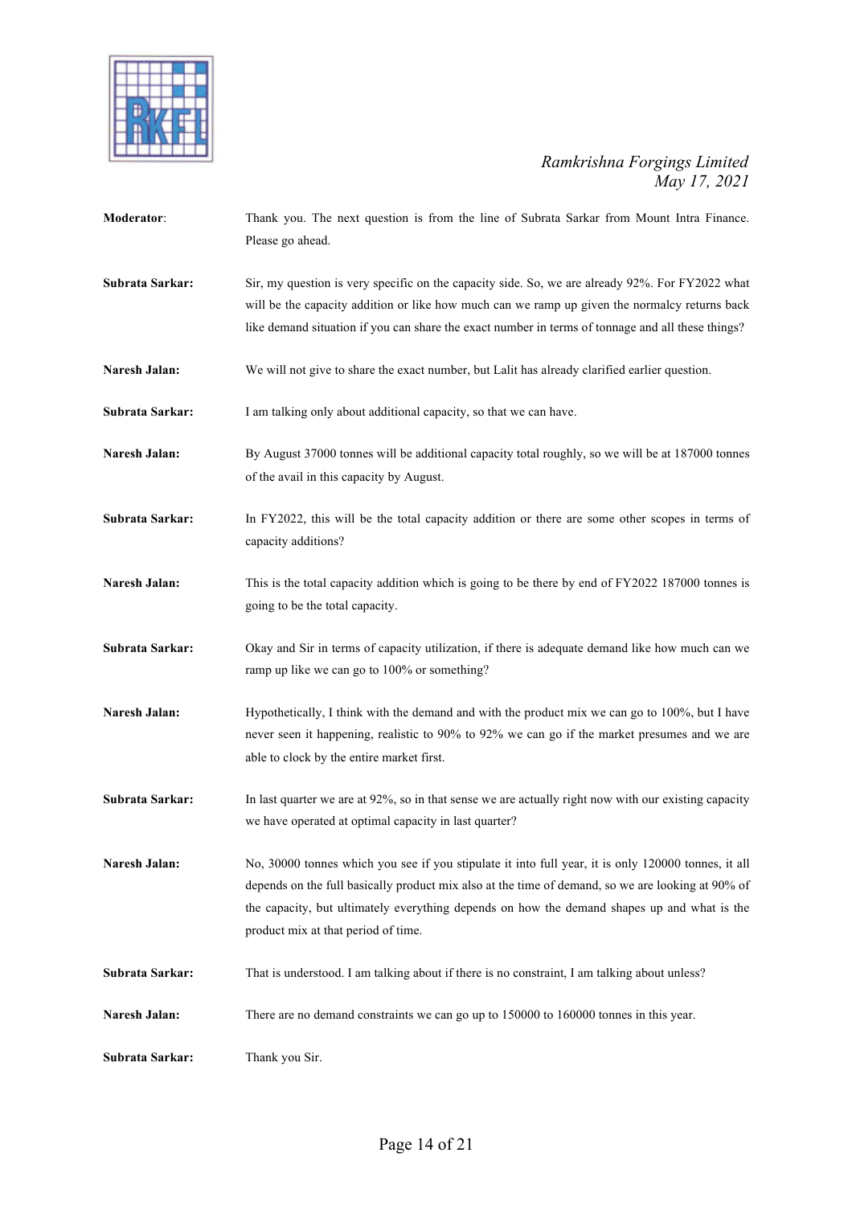**Moderator**: Thank you. The next question is from the line of Subrata Sarkar from Mount Intra Finance. Please go ahead.

**Subrata Sarkar:** Sir, my question is very specific on the capacity side. So, we are already 92%. For FY2022 what will be the capacity addition or like how much can we ramp up given the normalcy returns back like demand situation if you can share the exact number in terms of tonnage and all these things?

**Naresh Jalan:** We will not give to share the exact number, but Lalit has already clarified earlier question.

**Subrata Sarkar:** I am talking only about additional capacity, so that we can have.

**Naresh Jalan:** By August 37000 tonnes will be additional capacity total roughly, so we will be at 187000 tonnes of the avail in this capacity by August.

**Subrata Sarkar:** In FY2022, this will be the total capacity addition or there are some other scopes in terms of capacity additions?

**Naresh Jalan:** This is the total capacity addition which is going to be there by end of FY2022 187000 tonnes is going to be the total capacity.

**Subrata Sarkar:** Okay and Sir in terms of capacity utilization, if there is adequate demand like how much can we ramp up like we can go to 100% or something?

**Naresh Jalan:** Hypothetically, I think with the demand and with the product mix we can go to 100%, but I have never seen it happening, realistic to 90% to 92% we can go if the market presumes and we are able to clock by the entire market first.

**Subrata Sarkar:** In last quarter we are at 92%, so in that sense we are actually right now with our existing capacity we have operated at optimal capacity in last quarter?

**Naresh Jalan:** No, 30000 tonnes which you see if you stipulate it into full year, it is only 120000 tonnes, it all depends on the full basically product mix also at the time of demand, so we are looking at 90% of the capacity, but ultimately everything depends on how the demand shapes up and what is the product mix at that period of time.

**Subrata Sarkar:** That is understood. I am talking about if there is no constraint, I am talking about unless?

**Naresh Jalan:** There are no demand constraints we can go up to 150000 to 160000 tonnes in this year.

**Subrata Sarkar:** Thank you Sir.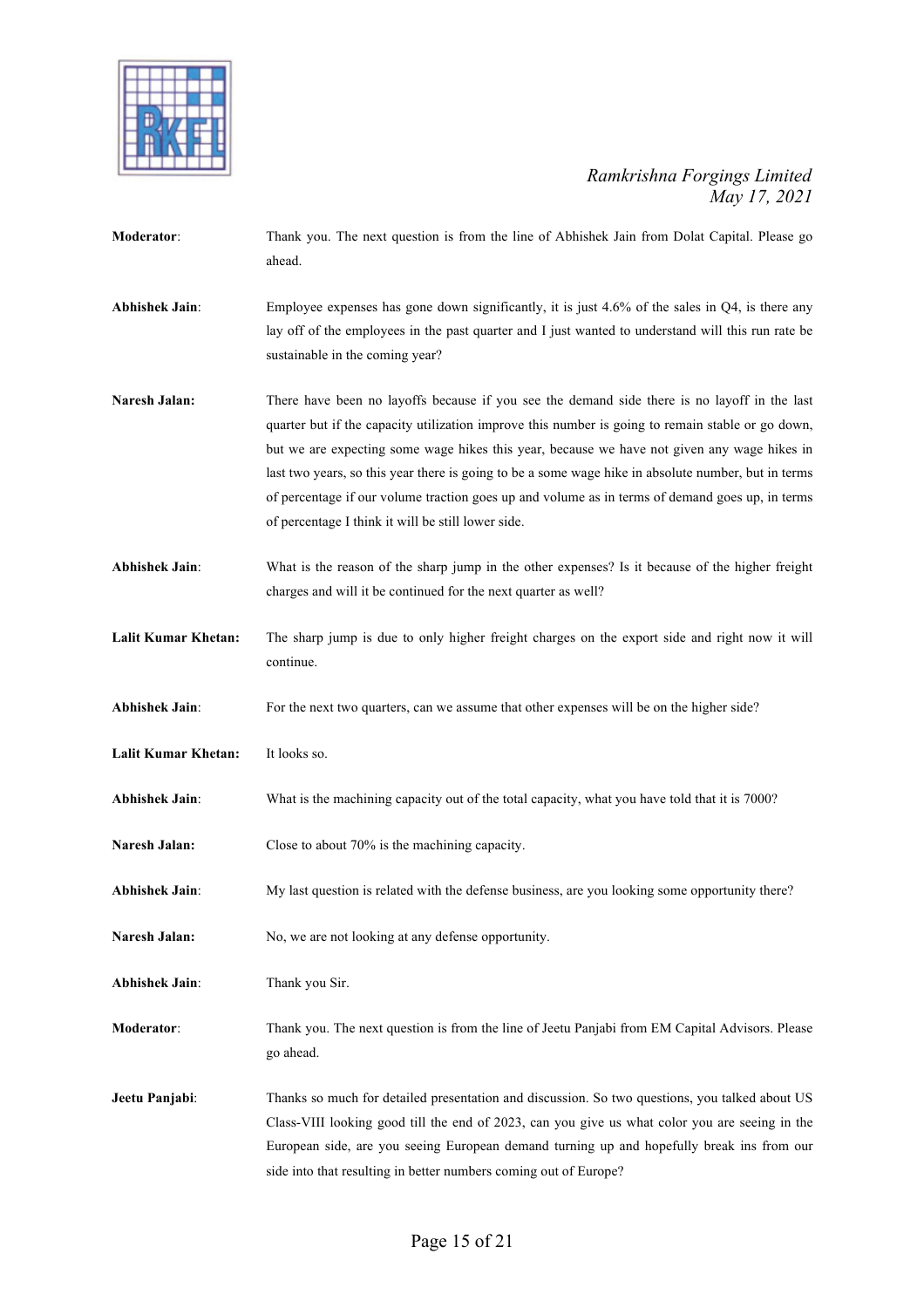**Moderator**: Thank you. The next question is from the line of Abhishek Jain from Dolat Capital. Please go ahead.

**Abhishek Jain**: Employee expenses has gone down significantly, it is just 4.6% of the sales in Q4, is there any lay off of the employees in the past quarter and I just wanted to understand will this run rate be sustainable in the coming year?

**Naresh Jalan:** There have been no layoffs because if you see the demand side there is no layoff in the last quarter but if the capacity utilization improve this number is going to remain stable or go down, but we are expecting some wage hikes this year, because we have not given any wage hikes in last two years, so this year there is going to be a some wage hike in absolute number, but in terms of percentage if our volume traction goes up and volume as in terms of demand goes up, in terms of percentage I think it will be still lower side.

**Abhishek Jain**: What is the reason of the sharp jump in the other expenses? Is it because of the higher freight charges and will it be continued for the next quarter as well?

**Lalit Kumar Khetan:** The sharp jump is due to only higher freight charges on the export side and right now it will continue.

**Abhishek Jain**: For the next two quarters, can we assume that other expenses will be on the higher side?

**Lalit Kumar Khetan:** It looks so.

**Abhishek Jain**: What is the machining capacity out of the total capacity, what you have told that it is 7000?

**Naresh Jalan:** Close to about 70% is the machining capacity.

**Abhishek Jain**: My last question is related with the defense business, are you looking some opportunity there?

**Naresh Jalan:** No, we are not looking at any defense opportunity.

**Abhishek Jain**: Thank you Sir.

**Moderator**: Thank you. The next question is from the line of Jeetu Panjabi from EM Capital Advisors. Please go ahead.

**Jeetu Panjabi**: Thanks so much for detailed presentation and discussion. So two questions, you talked about US Class-VIII looking good till the end of 2023, can you give us what color you are seeing in the European side, are you seeing European demand turning up and hopefully break ins from our side into that resulting in better numbers coming out of Europe?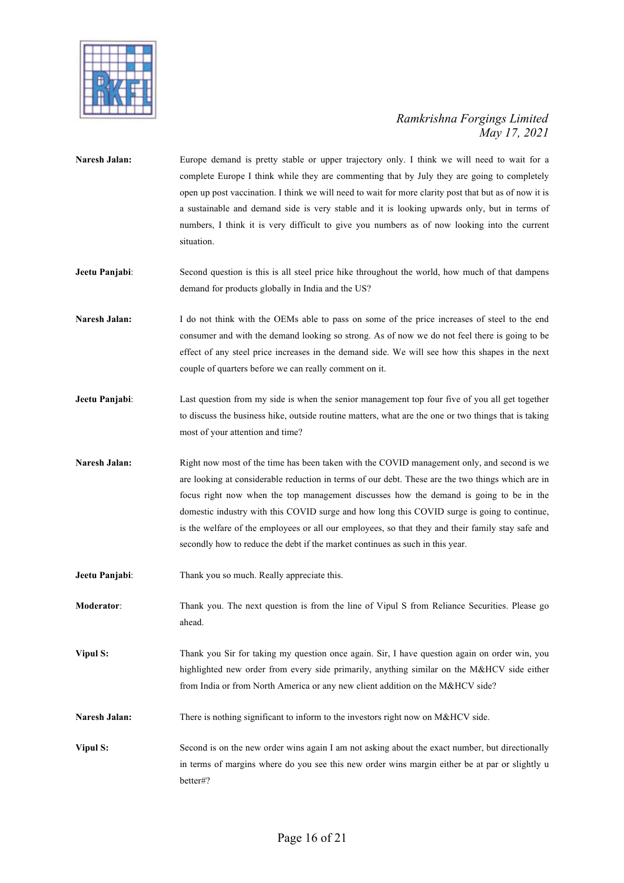**Naresh Jalan:** Europe demand is pretty stable or upper trajectory only. I think we will need to wait for a complete Europe I think while they are commenting that by July they are going to completely open up post vaccination. I think we will need to wait for more clarity post that but as of now it is a sustainable and demand side is very stable and it is looking upwards only, but in terms of numbers, I think it is very difficult to give you numbers as of now looking into the current situation.

**Jeetu Panjabi**: Second question is this is all steel price hike throughout the world, how much of that dampens demand for products globally in India and the US?

**Naresh Jalan:** I do not think with the OEMs able to pass on some of the price increases of steel to the end consumer and with the demand looking so strong. As of now we do not feel there is going to be effect of any steel price increases in the demand side. We will see how this shapes in the next couple of quarters before we can really comment on it.

**Jeetu Panjabi**: Last question from my side is when the senior management top four five of you all get together to discuss the business hike, outside routine matters, what are the one or two things that is taking most of your attention and time?

**Naresh Jalan:** Right now most of the time has been taken with the COVID management only, and second is we are looking at considerable reduction in terms of our debt. These are the two things which are in focus right now when the top management discusses how the demand is going to be in the domestic industry with this COVID surge and how long this COVID surge is going to continue, is the welfare of the employees or all our employees, so that they and their family stay safe and secondly how to reduce the debt if the market continues as such in this year.

**Jeetu Panjabi**: Thank you so much. Really appreciate this.

**Moderator**: Thank you. The next question is from the line of Vipul S from Reliance Securities. Please go ahead.

**Vipul S:** Thank you Sir for taking my question once again. Sir, I have question again on order win, you highlighted new order from every side primarily, anything similar on the M&HCV side either from India or from North America or any new client addition on the M&HCV side?

**Naresh Jalan:** There is nothing significant to inform to the investors right now on M&HCV side.

**Vipul S:** Second is on the new order wins again I am not asking about the exact number, but directionally in terms of margins where do you see this new order wins margin either be at par or slightly u better#?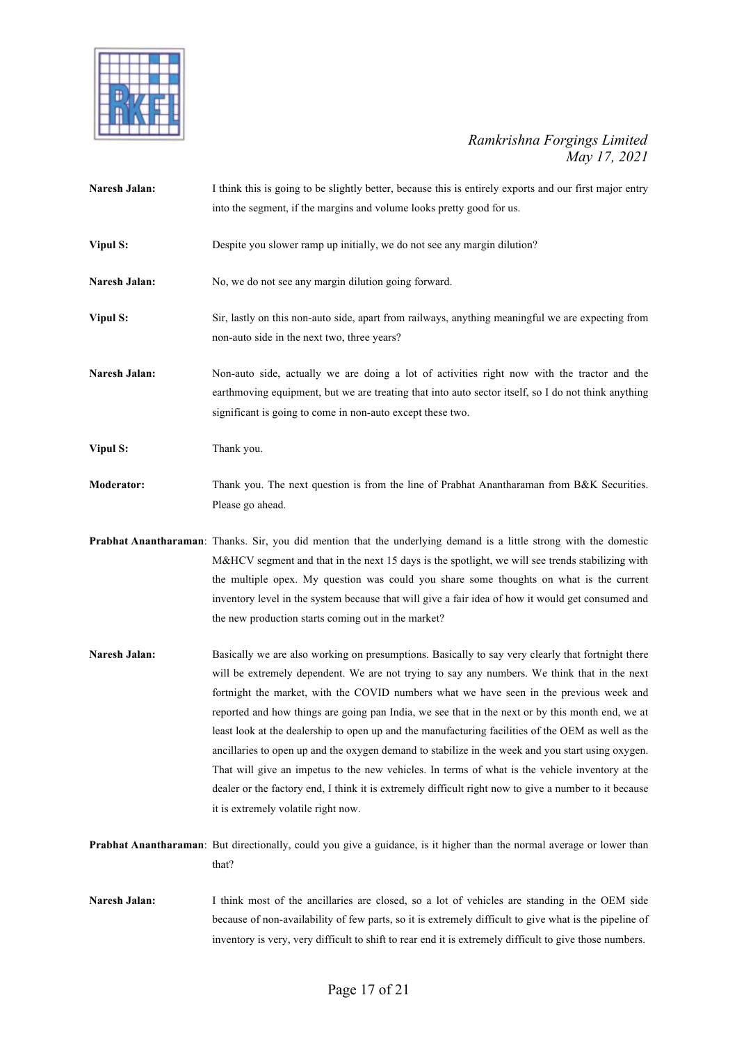**Naresh Jalan:** I think this is going to be slightly better, because this is entirely exports and our first major entry into the segment, if the margins and volume looks pretty good for us.

**Vipul S:** Despite you slower ramp up initially, we do not see any margin dilution?

**Naresh Jalan:** No, we do not see any margin dilution going forward.

**Vipul S:** Sir, lastly on this non-auto side, apart from railways, anything meaningful we are expecting from non-auto side in the next two, three years?

**Naresh Jalan:** Non-auto side, actually we are doing a lot of activities right now with the tractor and the earthmoving equipment, but we are treating that into auto sector itself, so I do not think anything significant is going to come in non-auto except these two.

**Vipul S:** Thank you.

**Moderator:** Thank you. The next question is from the line of Prabhat Anantharaman from B&K Securities. Please go ahead.

**Prabhat Anantharaman**: Thanks. Sir, you did mention that the underlying demand is a little strong with the domestic M&HCV segment and that in the next 15 days is the spotlight, we will see trends stabilizing with the multiple opex. My question was could you share some thoughts on what is the current inventory level in the system because that will give a fair idea of how it would get consumed and the new production starts coming out in the market?

**Naresh Jalan:** Basically we are also working on presumptions. Basically to say very clearly that fortnight there will be extremely dependent. We are not trying to say any numbers. We think that in the next fortnight the market, with the COVID numbers what we have seen in the previous week and reported and how things are going pan India, we see that in the next or by this month end, we at least look at the dealership to open up and the manufacturing facilities of the OEM as well as the ancillaries to open up and the oxygen demand to stabilize in the week and you start using oxygen. That will give an impetus to the new vehicles. In terms of what is the vehicle inventory at the dealer or the factory end, I think it is extremely difficult right now to give a number to it because it is extremely volatile right now.

**Prabhat Anantharaman**: But directionally, could you give a guidance, is it higher than the normal average or lower than that?

**Naresh Jalan:** I think most of the ancillaries are closed, so a lot of vehicles are standing in the OEM side because of non-availability of few parts, so it is extremely difficult to give what is the pipeline of inventory is very, very difficult to shift to rear end it is extremely difficult to give those numbers.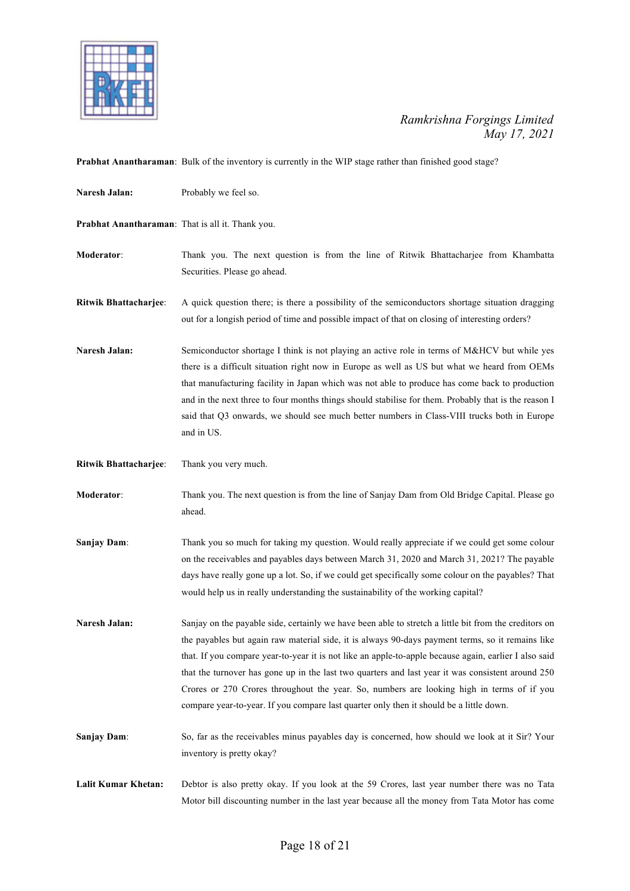**Prabhat Anantharaman**: Bulk of the inventory is currently in the WIP stage rather than finished good stage?

**Naresh Jalan:** Probably we feel so.

**Prabhat Anantharaman**: That is all it. Thank you.

**Moderator**: Thank you. The next question is from the line of Ritwik Bhattacharjee from Khambatta Securities. Please go ahead.

**Ritwik Bhattacharjee**: A quick question there; is there a possibility of the semiconductors shortage situation dragging out for a longish period of time and possible impact of that on closing of interesting orders?

**Naresh Jalan:** Semiconductor shortage I think is not playing an active role in terms of M&HCV but while yes there is a difficult situation right now in Europe as well as US but what we heard from OEMs that manufacturing facility in Japan which was not able to produce has come back to production and in the next three to four months things should stabilise for them. Probably that is the reason I said that Q3 onwards, we should see much better numbers in Class-VIII trucks both in Europe and in US.

**Ritwik Bhattacharjee**: Thank you very much.

**Moderator**: Thank you. The next question is from the line of Sanjay Dam from Old Bridge Capital. Please go ahead.

**Sanjay Dam**: Thank you so much for taking my question. Would really appreciate if we could get some colour on the receivables and payables days between March 31, 2020 and March 31, 2021? The payable days have really gone up a lot. So, if we could get specifically some colour on the payables? That would help us in really understanding the sustainability of the working capital?

**Naresh Jalan:** Sanjay on the payable side, certainly we have been able to stretch a little bit from the creditors on the payables but again raw material side, it is always 90-days payment terms, so it remains like that. If you compare year-to-year it is not like an apple-to-apple because again, earlier I also said that the turnover has gone up in the last two quarters and last year it was consistent around 250 Crores or 270 Crores throughout the year. So, numbers are looking high in terms of if you compare year-to-year. If you compare last quarter only then it should be a little down.

**Sanjay Dam**: So, far as the receivables minus payables day is concerned, how should we look at it Sir? Your inventory is pretty okay?

**Lalit Kumar Khetan:** Debtor is also pretty okay. If you look at the 59 Crores, last year number there was no Tata Motor bill discounting number in the last year because all the money from Tata Motor has come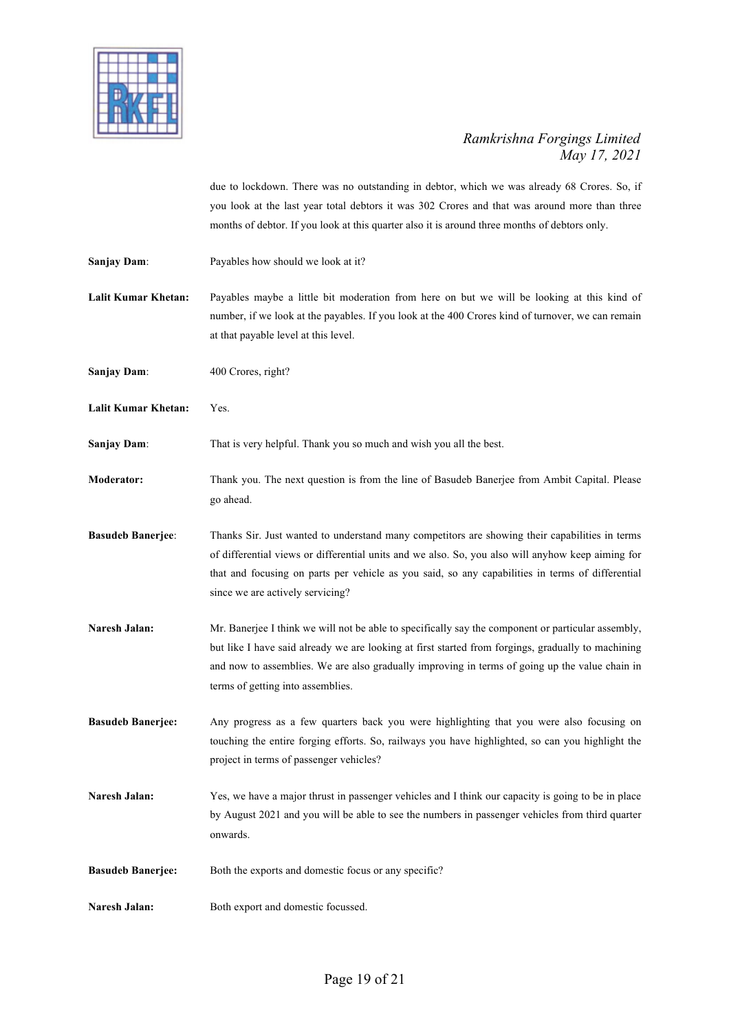due to lockdown. There was no outstanding in debtor, which we was already 68 Crores. So, if you look at the last year total debtors it was 302 Crores and that was around more than three months of debtor. If you look at this quarter also it is around three months of debtors only.

**Sanjay Dam**: Payables how should we look at it?

**Lalit Kumar Khetan:** Payables maybe a little bit moderation from here on but we will be looking at this kind of number, if we look at the payables. If you look at the 400 Crores kind of turnover, we can remain at that payable level at this level.

**Sanjay Dam**: 400 Crores, right?

**Lalit Kumar Khetan:** Yes.

**Sanjay Dam**: That is very helpful. Thank you so much and wish you all the best.

**Moderator:** Thank you. The next question is from the line of Basudeb Banerjee from Ambit Capital. Please go ahead.

**Basudeb Banerjee**: Thanks Sir. Just wanted to understand many competitors are showing their capabilities in terms of differential views or differential units and we also. So, you also will anyhow keep aiming for that and focusing on parts per vehicle as you said, so any capabilities in terms of differential since we are actively servicing?

**Naresh Jalan:** Mr. Banerjee I think we will not be able to specifically say the component or particular assembly, but like I have said already we are looking at first started from forgings, gradually to machining and now to assemblies. We are also gradually improving in terms of going up the value chain in terms of getting into assemblies.

**Basudeb Banerjee:** Any progress as a few quarters back you were highlighting that you were also focusing on touching the entire forging efforts. So, railways you have highlighted, so can you highlight the project in terms of passenger vehicles?

**Naresh Jalan:** Yes, we have a major thrust in passenger vehicles and I think our capacity is going to be in place by August 2021 and you will be able to see the numbers in passenger vehicles from third quarter onwards.

**Basudeb Banerjee:** Both the exports and domestic focus or any specific?

**Naresh Jalan:** Both export and domestic focussed.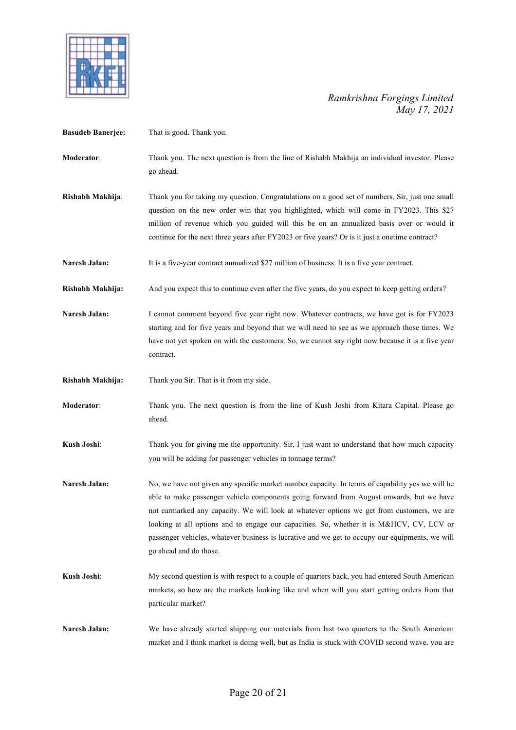**Basudeb Banerjee:** That is good. Thank you.

**Moderator**: Thank you. The next question is from the line of Rishabh Makhija an individual investor. Please go ahead.

**Rishabh Makhija**: Thank you for taking my question. Congratulations on a good set of numbers. Sir, just one small question on the new order win that you highlighted, which will come in FY2023. This $27 million of revenue which you guided will this be on an annualized basis over or would it continue for the next three years after FY2023 or five years? Or is it just a onetime contract?

**Naresh Jalan:** It is a five-year contract annualized $27 million of business. It is a five year contract.

**Rishabh Makhija:** And you expect this to continue even after the five years, do you expect to keep getting orders?

**Naresh Jalan:** I cannot comment beyond five year right now. Whatever contracts, we have got is for FY2023 starting and for five years and beyond that we will need to see as we approach those times. We have not yet spoken on with the customers. So, we cannot say right now because it is a five year contract.

**Rishabh Makhija:** Thank you Sir. That is it from my side.

**Moderator**: Thank you. The next question is from the line of Kush Joshi from Kitara Capital. Please go ahead.

**Kush Joshi**: Thank you for giving me the opportunity. Sir, I just want to understand that how much capacity you will be adding for passenger vehicles in tonnage terms?

**Naresh Jalan:** No, we have not given any specific market number capacity. In terms of capability yes we will be able to make passenger vehicle components going forward from August onwards, but we have not earmarked any capacity. We will look at whatever options we get from customers, we are looking at all options and to engage our capacities. So, whether it is M&HCV, CV, LCV or passenger vehicles, whatever business is lucrative and we get to occupy our equipments, we will go ahead and do those.

**Kush Joshi**: My second question is with respect to a couple of quarters back, you had entered South American markets, so how are the markets looking like and when will you start getting orders from that particular market?

**Naresh Jalan:** We have already started shipping our materials from last two quarters to the South American market and I think market is doing well, but as India is stuck with COVID second wave, you are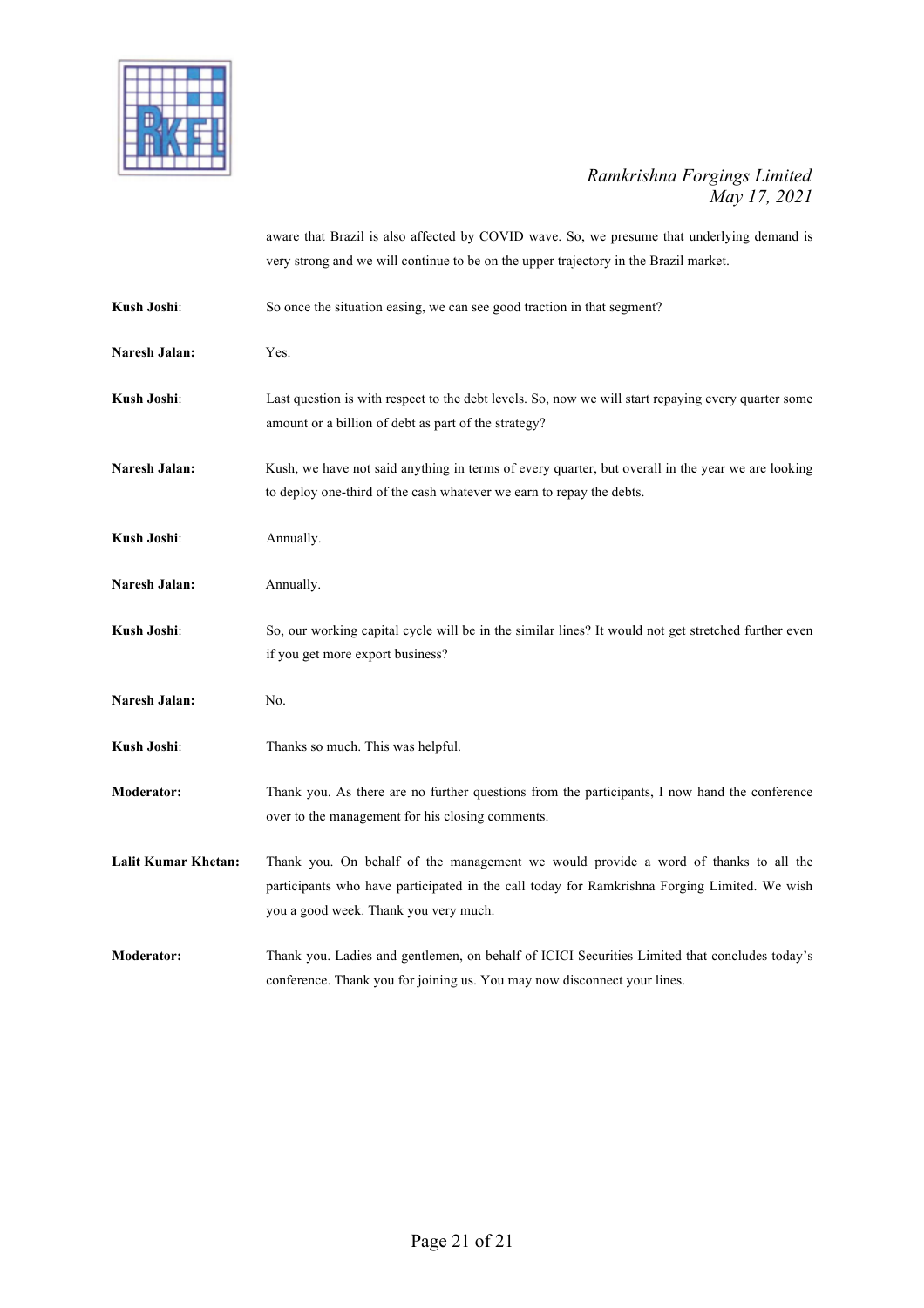aware that Brazil is also affected by COVID wave. So, we presume that underlying demand is very strong and we will continue to be on the upper trajectory in the Brazil market.

**Kush Joshi**: So once the situation easing, we can see good traction in that segment?

**Naresh Jalan:** Yes.

**Kush Joshi**: Last question is with respect to the debt levels. So, now we will start repaying every quarter some amount or a billion of debt as part of the strategy?

**Naresh Jalan:** Kush, we have not said anything in terms of every quarter, but overall in the year we are looking to deploy one-third of the cash whatever we earn to repay the debts.

**Kush Joshi**: Annually.

**Naresh Jalan:** Annually.

**Kush Joshi**: So, our working capital cycle will be in the similar lines? It would not get stretched further even if you get more export business?

**Naresh Jalan:** No.

**Kush Joshi**: Thanks so much. This was helpful.

**Moderator:** Thank you. As there are no further questions from the participants, I now hand the conference over to the management for his closing comments.

**Lalit Kumar Khetan:** Thank you. On behalf of the management we would provide a word of thanks to all the participants who have participated in the call today for Ramkrishna Forging Limited. We wish you a good week. Thank you very much.

**Moderator:** Thank you. Ladies and gentlemen, on behalf of ICICI Securities Limited that concludes today's conference. Thank you for joining us. You may now disconnect your lines.